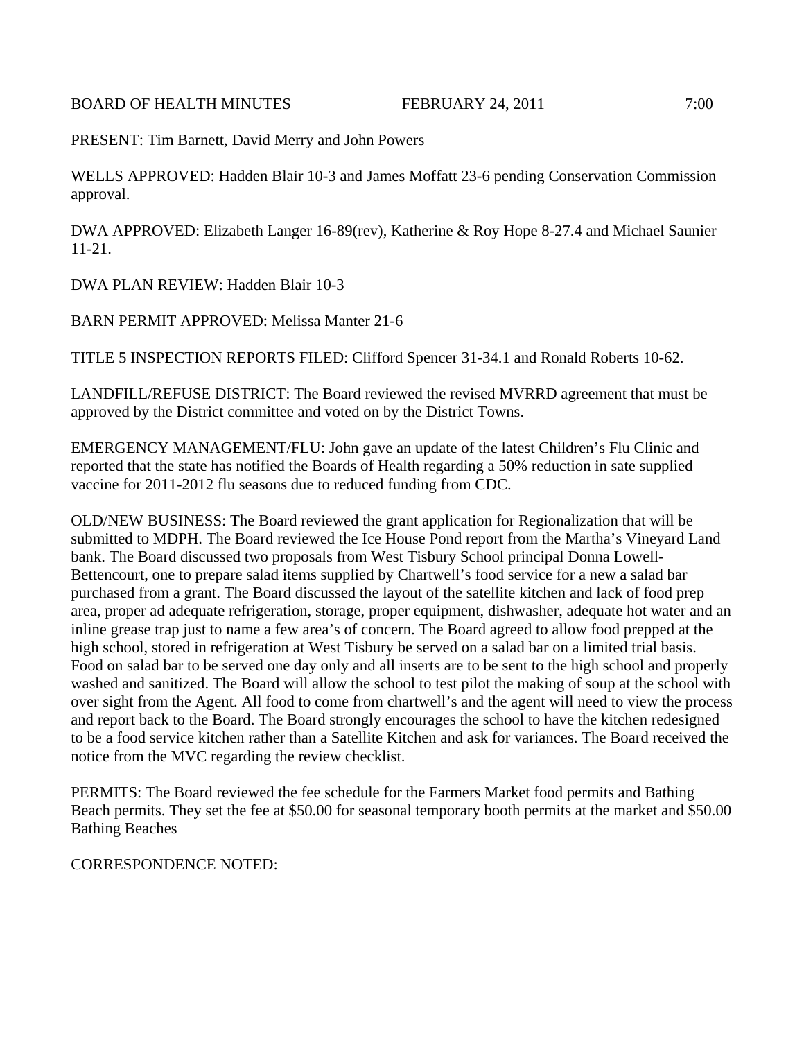BOARD OF HEALTH MINUTES FEBRUARY 24, 2011 7:00

PRESENT: Tim Barnett, David Merry and John Powers

WELLS APPROVED: Hadden Blair 10-3 and James Moffatt 23-6 pending Conservation Commission approval.

DWA APPROVED: Elizabeth Langer 16-89(rev), Katherine & Roy Hope 8-27.4 and Michael Saunier 11-21.

DWA PLAN REVIEW: Hadden Blair 10-3

BARN PERMIT APPROVED: Melissa Manter 21-6

TITLE 5 INSPECTION REPORTS FILED: Clifford Spencer 31-34.1 and Ronald Roberts 10-62.

LANDFILL/REFUSE DISTRICT: The Board reviewed the revised MVRRD agreement that must be approved by the District committee and voted on by the District Towns.

EMERGENCY MANAGEMENT/FLU: John gave an update of the latest Children's Flu Clinic and reported that the state has notified the Boards of Health regarding a 50% reduction in sate supplied vaccine for 2011-2012 flu seasons due to reduced funding from CDC.

OLD/NEW BUSINESS: The Board reviewed the grant application for Regionalization that will be submitted to MDPH. The Board reviewed the Ice House Pond report from the Martha's Vineyard Land bank. The Board discussed two proposals from West Tisbury School principal Donna Lowell-Bettencourt, one to prepare salad items supplied by Chartwell's food service for a new a salad bar purchased from a grant. The Board discussed the layout of the satellite kitchen and lack of food prep area, proper ad adequate refrigeration, storage, proper equipment, dishwasher, adequate hot water and an inline grease trap just to name a few area's of concern. The Board agreed to allow food prepped at the high school, stored in refrigeration at West Tisbury be served on a salad bar on a limited trial basis. Food on salad bar to be served one day only and all inserts are to be sent to the high school and properly washed and sanitized. The Board will allow the school to test pilot the making of soup at the school with over sight from the Agent. All food to come from chartwell's and the agent will need to view the process and report back to the Board. The Board strongly encourages the school to have the kitchen redesigned to be a food service kitchen rather than a Satellite Kitchen and ask for variances. The Board received the notice from the MVC regarding the review checklist.

PERMITS: The Board reviewed the fee schedule for the Farmers Market food permits and Bathing Beach permits. They set the fee at $50.00 for seasonal temporary booth permits at the market and $50.00 Bathing Beaches

CORRESPONDENCE NOTED: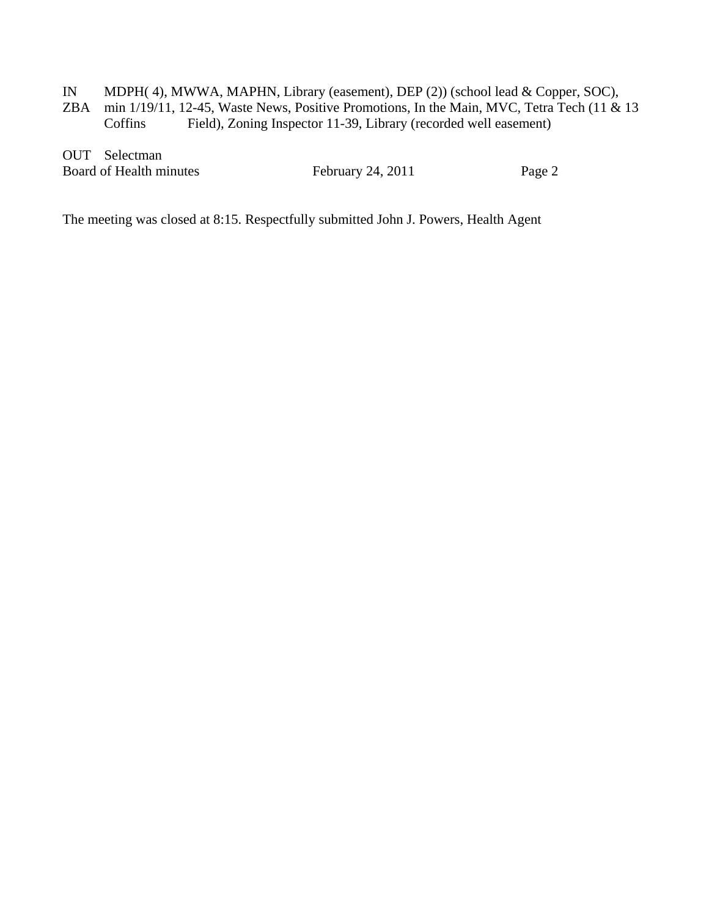IN MDPH( 4), MWWA, MAPHN, Library (easement), DEP (2)) (school lead & Copper, SOC), ZBA min 1/19/11, 12-45, Waste News, Positive Promotions, In the Main, MVC, Tetra Tech (11 & 13 Coffins Field), Zoning Inspector 11-39, Library (recorded well easement)

OUT Selectman

The meeting was closed at 8:15. Respectfully submitted John J. Powers, Health Agent